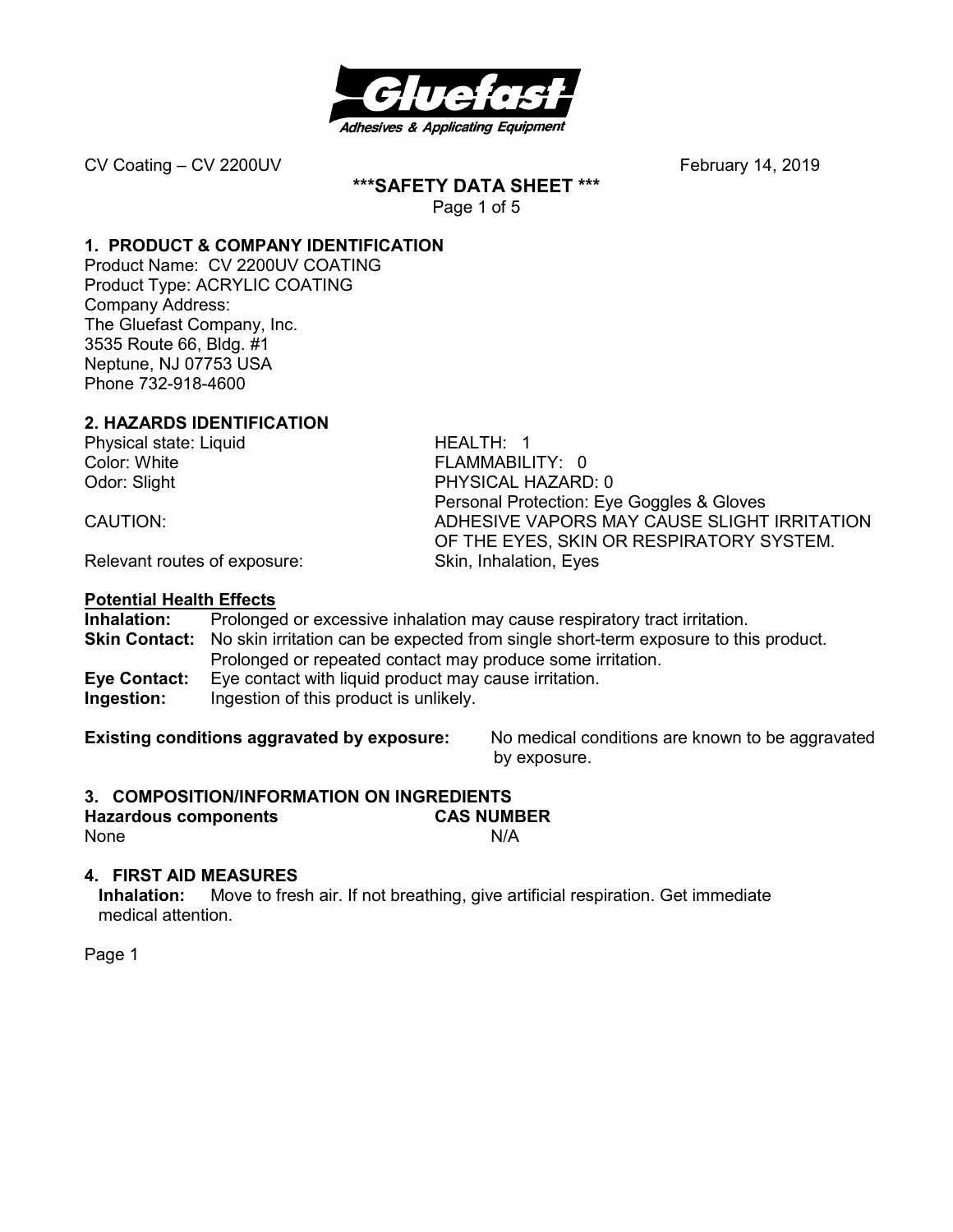CV Coating – CV 2200UV February 14, 2019

# \*\*\*SAFETY DATA SHEET \*\*\*

## 1. PRODUCT & COMPANY IDENTIFICATION

Product Name: CV 2200UV COATING
Product Type: ACRYLIC COATING
Company Address:
The Gluefast Company, Inc.
3535 Route 66, Bldg. #1
Neptune, NJ 07753 USA
Phone 732-918-4600

## 2. HAZARDS IDENTIFICATION

Physical state: Liquid
Color: White
Odor: Slight

HEALTH: 1
FLAMMABILITY: 0
PHYSICAL HAZARD: 0
Personal Protection: Eye Goggles & Gloves

CAUTION: ADHESIVE VAPORS MAY CAUSE SLIGHT IRRITATION OF THE EYES, SKIN OR RESPIRATORY SYSTEM.

Relevant routes of exposure: Skin, Inhalation, Eyes

### Potential Health Effects

**Inhalation:** Prolonged or excessive inhalation may cause respiratory tract irritation.
**Skin Contact:** No skin irritation can be expected from single short-term exposure to this product. Prolonged or repeated contact may produce some irritation.
**Eye Contact:** Eye contact with liquid product may cause irritation.
**Ingestion:** Ingestion of this product is unlikely.

**Existing conditions aggravated by exposure:** No medical conditions are known to be aggravated by exposure.

## 3. COMPOSITION/INFORMATION ON INGREDIENTS

| Hazardous components | CAS NUMBER |
| --- | --- |
| None | N/A |

## 4. FIRST AID MEASURES

**Inhalation:** Move to fresh air. If not breathing, give artificial respiration. Get immediate medical attention.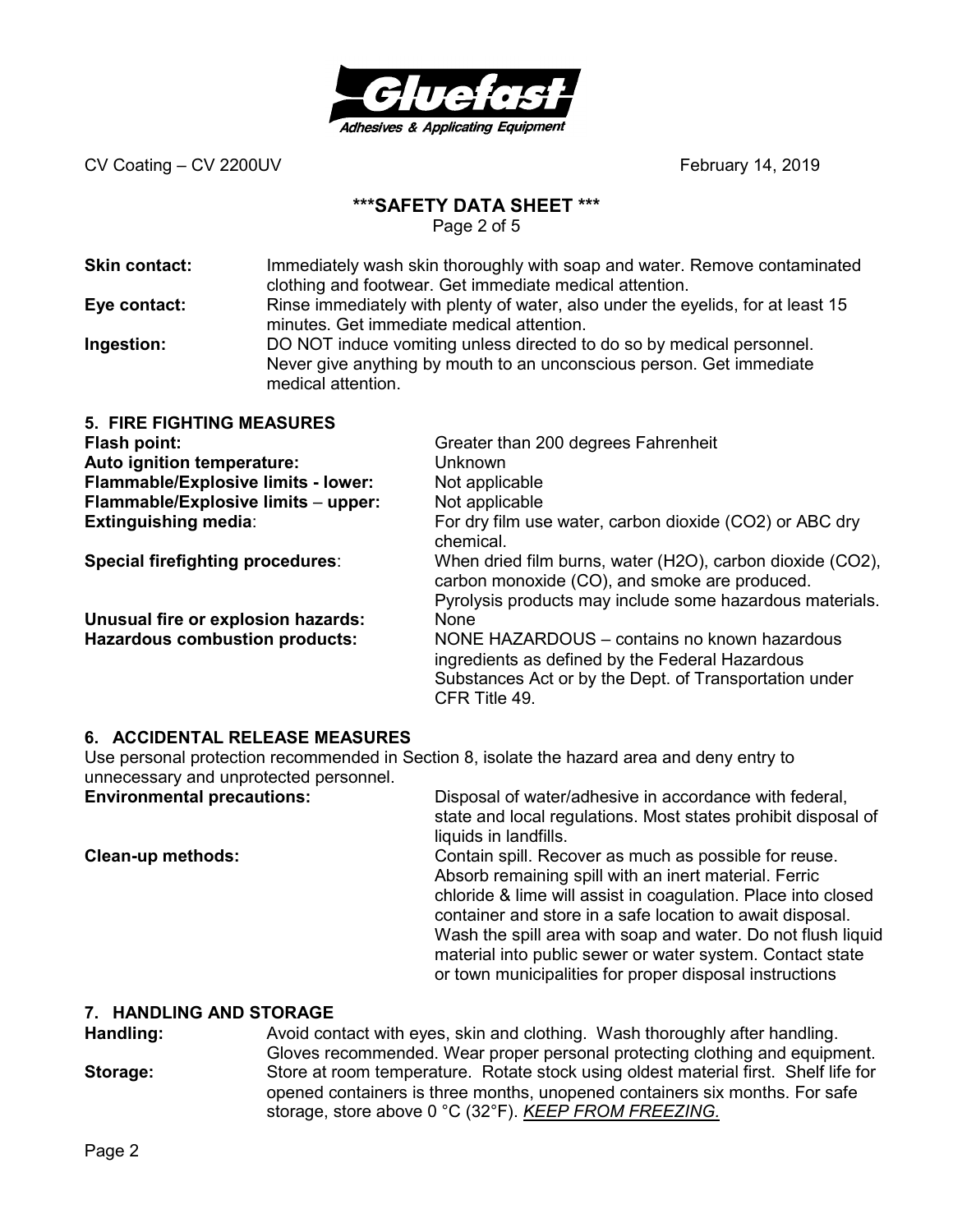**Skin contact:** Immediately wash skin thoroughly with soap and water. Remove contaminated clothing and footwear. Get immediate medical attention.

**Eye contact:** Rinse immediately with plenty of water, also under the eyelids, for at least 15 minutes. Get immediate medical attention.

**Ingestion:** DO NOT induce vomiting unless directed to do so by medical personnel. Never give anything by mouth to an unconscious person. Get immediate medical attention.

## 5. FIRE FIGHTING MEASURES

| | |
|---|---|
| **Flash point:** | Greater than 200 degrees Fahrenheit |
| **Auto ignition temperature:** | Unknown |
| **Flammable/Explosive limits - lower:** | Not applicable |
| **Flammable/Explosive limits – upper:** | Not applicable |
| **Extinguishing media**: | For dry film use water, carbon dioxide ($CO_2$) or ABC dry chemical. |
| **Special firefighting procedures**: | When dried film burns, water ($H_2O$), carbon dioxide ($CO_2$), carbon monoxide (CO), and smoke are produced. Pyrolysis products may include some hazardous materials. |
| **Unusual fire or explosion hazards:** | None |
| **Hazardous combustion products:** | NONE HAZARDOUS – contains no known hazardous ingredients as defined by the Federal Hazardous Substances Act or by the Dept. of Transportation under CFR Title 49. |

## 6. ACCIDENTAL RELEASE MEASURES

Use personal protection recommended in Section 8, isolate the hazard area and deny entry to unnecessary and unprotected personnel.

**Environmental precautions:** Disposal of water/adhesive in accordance with federal, state and local regulations. Most states prohibit disposal of liquids in landfills.

**Clean-up methods:** Contain spill. Recover as much as possible for reuse. Absorb remaining spill with an inert material. Ferric chloride & lime will assist in coagulation. Place into closed container and store in a safe location to await disposal. Wash the spill area with soap and water. Do not flush liquid material into public sewer or water system. Contact state or town municipalities for proper disposal instructions

## 7. HANDLING AND STORAGE

**Handling:** Avoid contact with eyes, skin and clothing. Wash thoroughly after handling. Gloves recommended. Wear proper personal protecting clothing and equipment.

**Storage:** Store at room temperature. Rotate stock using oldest material first. Shelf life for opened containers is three months, unopened containers six months. For safe storage, store above 0 °C (32°F). ***KEEP FROM FREEZING.***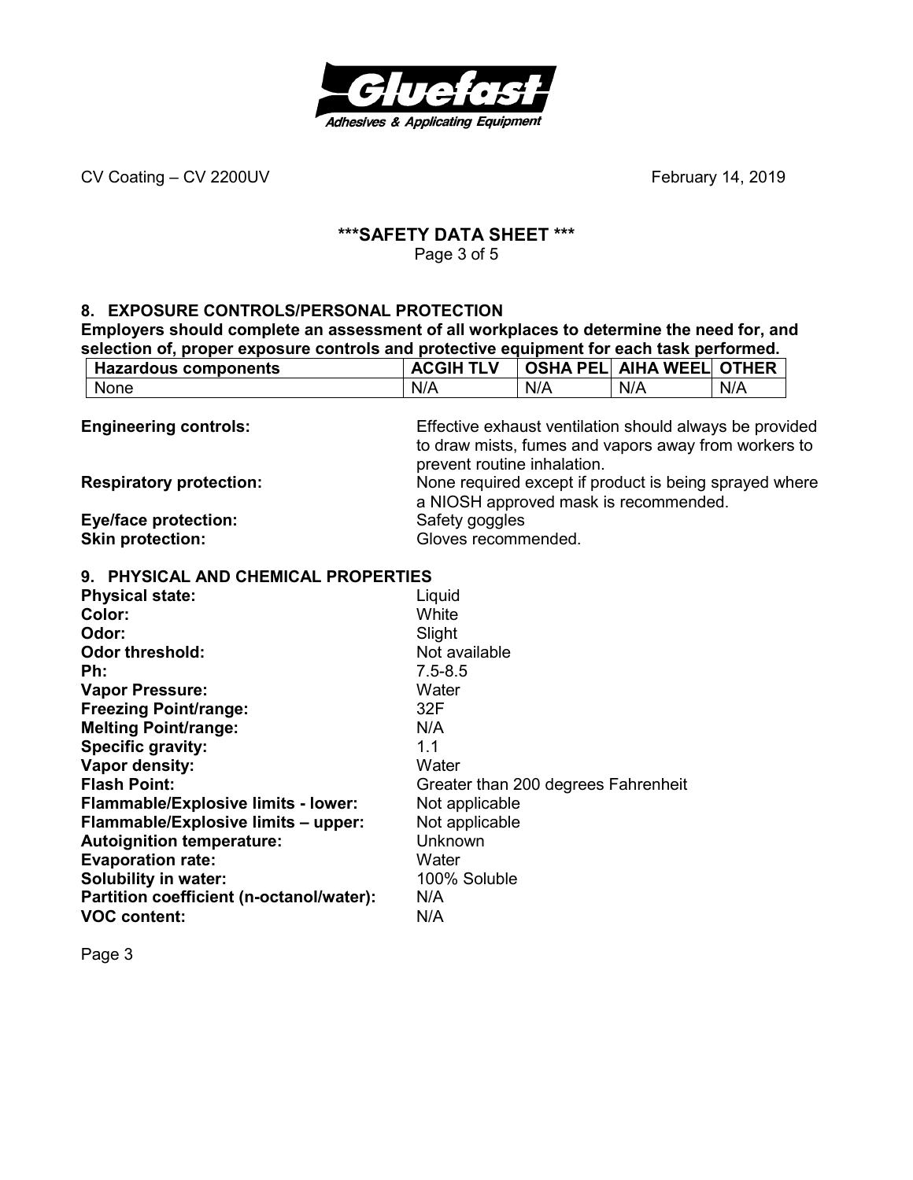CV Coating – CV 2200UV February 14, 2019

## \*\*\*SAFETY DATA SHEET \*\*\*

## 8. EXPOSURE CONTROLS/PERSONAL PROTECTION

**Employers should complete an assessment of all workplaces to determine the need for, and selection of, proper exposure controls and protective equipment for each task performed.**

| Hazardous components | ACGIH TLV | OSHA PEL | AIHA WEEL | OTHER |
|---|---|---|---|---|
| None | N/A | N/A | N/A | N/A |

**Engineering controls:** Effective exhaust ventilation should always be provided to draw mists, fumes and vapors away from workers to prevent routine inhalation.

**Respiratory protection:** None required except if product is being sprayed where a NIOSH approved mask is recommended.

**Eye/face protection:** Safety goggles

**Skin protection:** Gloves recommended.

## 9. PHYSICAL AND CHEMICAL PROPERTIES

**Physical state:** Liquid
**Color:** White
**Odor:** Slight
**Odor threshold:** Not available
**Ph:** 7.5-8.5
**Vapor Pressure:** Water
**Freezing Point/range:** 32F
**Melting Point/range:** N/A
**Specific gravity:** 1.1
**Vapor density:** Water
**Flash Point:** Greater than 200 degrees Fahrenheit
**Flammable/Explosive limits - lower:** Not applicable
**Flammable/Explosive limits – upper:** Not applicable
**Autoignition temperature:** Unknown
**Evaporation rate:** Water
**Solubility in water:** 100% Soluble
**Partition coefficient (n-octanol/water):** N/A
**VOC content:** N/A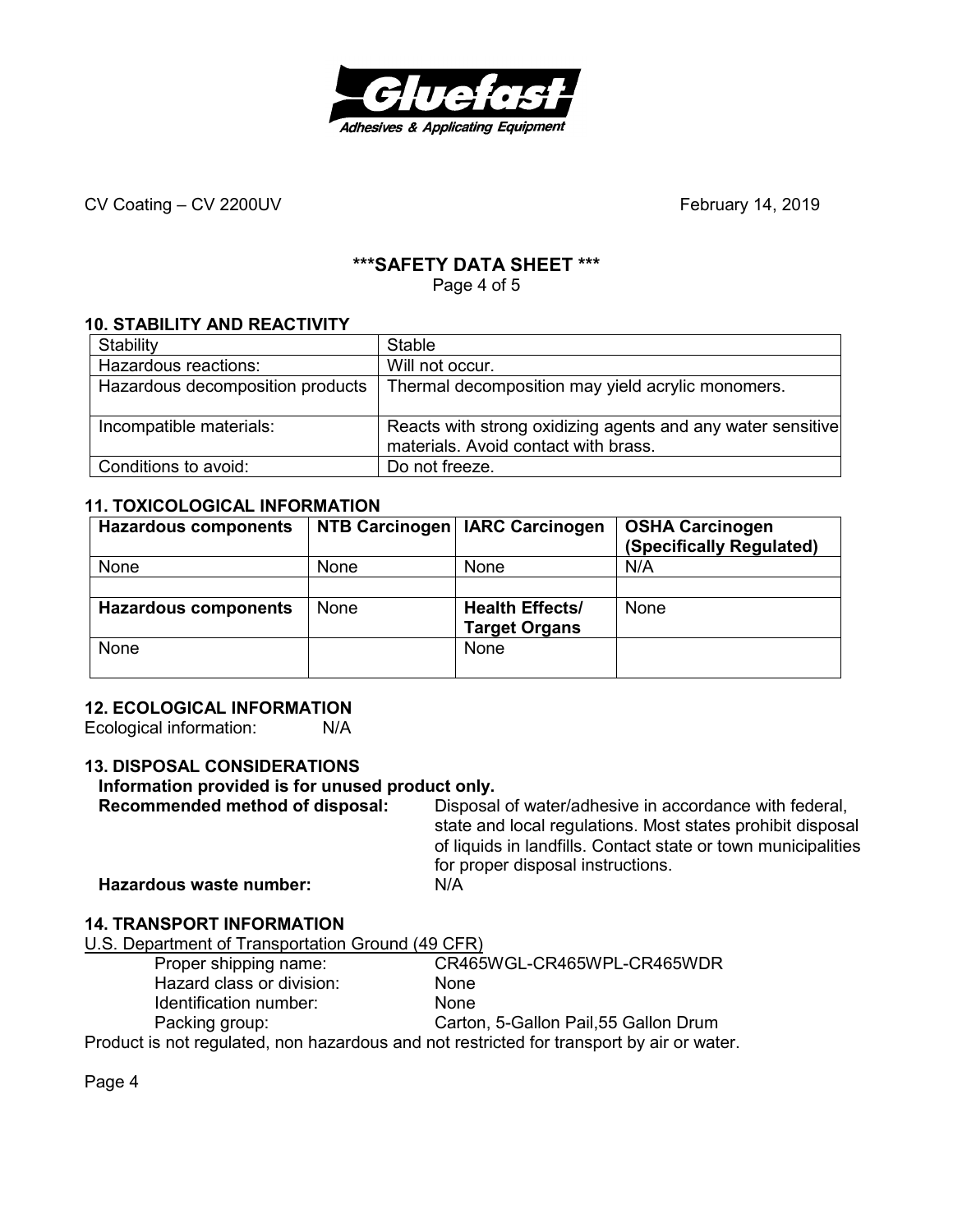CV Coating – CV 2200UV February 14, 2019

# ***SAFETY DATA SHEET ***

## 10. STABILITY AND REACTIVITY

| Stability | Stable |
|---|---|
| Hazardous reactions: | Will not occur. |
| Hazardous decomposition products | Thermal decomposition may yield acrylic monomers. |
| Incompatible materials: | Reacts with strong oxidizing agents and any water sensitive materials. Avoid contact with brass. |
| Conditions to avoid: | Do not freeze. |

## 11. TOXICOLOGICAL INFORMATION

| **Hazardous components** | **NTB Carcinogen** | **IARC Carcinogen** | **OSHA Carcinogen (Specifically Regulated)** |
|---|---|---|---|
| None | None | None | N/A |
| | | | |
| **Hazardous components** | None | **Health Effects/ Target Organs** | None |
| None | | None | |

## 12. ECOLOGICAL INFORMATION

Ecological information: N/A

## 13. DISPOSAL CONSIDERATIONS

**Information provided is for unused product only.**

**Recommended method of disposal:** Disposal of water/adhesive in accordance with federal, state and local regulations. Most states prohibit disposal of liquids in landfills. Contact state or town municipalities for proper disposal instructions.

**Hazardous waste number:** N/A

## 14. TRANSPORT INFORMATION

U.S. Department of Transportation Ground (49 CFR)

- Proper shipping name: CR465WGL-CR465WPL-CR465WDR
- Hazard class or division: None
- Identification number: None
- Packing group: Carton, 5-Gallon Pail,55 Gallon Drum

Product is not regulated, non hazardous and not restricted for transport by air or water.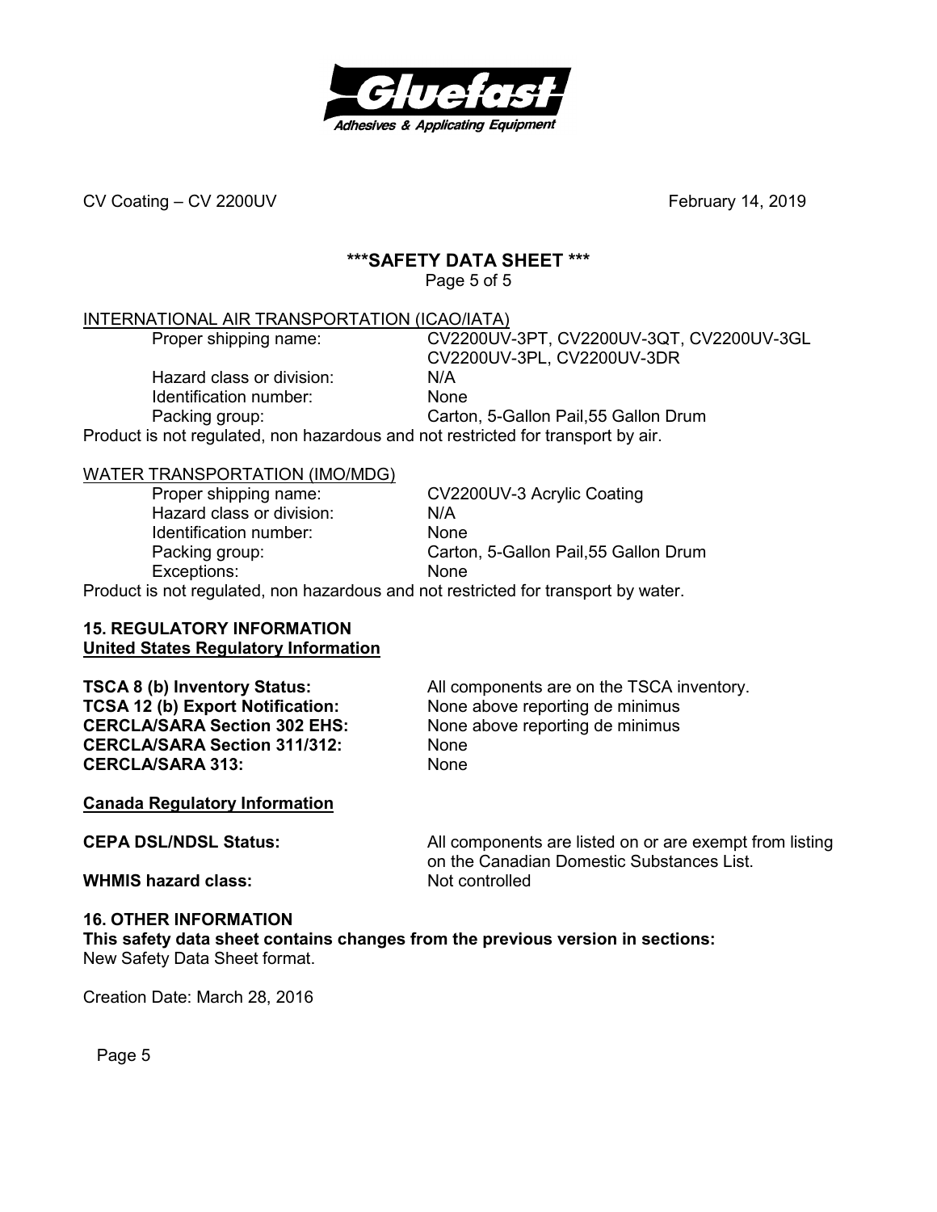INTERNATIONAL AIR TRANSPORTATION (ICAO/IATA)

| | |
|---|---|
| Proper shipping name: | CV2200UV-3PT, CV2200UV-3QT, CV2200UV-3GL CV2200UV-3PL, CV2200UV-3DR |
| Hazard class or division: | N/A |
| Identification number: | None |
| Packing group: | Carton, 5-Gallon Pail,55 Gallon Drum |

Product is not regulated, non hazardous and not restricted for transport by air.

WATER TRANSPORTATION (IMO/MDG)

| | |
|---|---|
| Proper shipping name: | CV2200UV-3 Acrylic Coating |
| Hazard class or division: | N/A |
| Identification number: | None |
| Packing group: | Carton, 5-Gallon Pail,55 Gallon Drum |
| Exceptions: | None |

Product is not regulated, non hazardous and not restricted for transport by water.

## 15. REGULATORY INFORMATION

**United States Regulatory Information**

| | |
|---|---|
| **TSCA 8 (b) Inventory Status:** | All components are on the TSCA inventory. |
| **TCSA 12 (b) Export Notification:** | None above reporting de minimus |
| **CERCLA/SARA Section 302 EHS:** | None above reporting de minimus |
| **CERCLA/SARA Section 311/312:** | None |
| **CERCLA/SARA 313:** | None |

**Canada Regulatory Information**

| | |
|---|---|
| **CEPA DSL/NDSL Status:** | All components are listed on or are exempt from listing on the Canadian Domestic Substances List. |
| **WHMIS hazard class:** | Not controlled |

## 16. OTHER INFORMATION

**This safety data sheet contains changes from the previous version in sections:**
New Safety Data Sheet format.

Creation Date: March 28, 2016